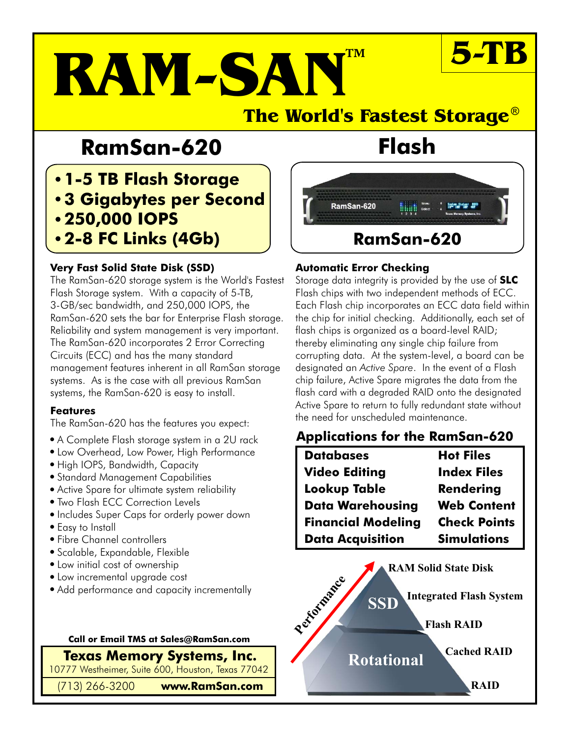# RAM-SAN™

**5-TB**

## The World's Fastest Storage®

## RamSan-620 Flash

- **1-5 TB Flash Storage**
- **3 Gigabytes per Second**
- **250,000 IOPS**
- **2-8 FC Links (4Gb)**

RamSan-620

### Very Fast Solid State Disk (SSD)

The RamSan-620 storage system is the World's Fastest Flash Storage system. With a capacity of 5-TB, 3-GB/sec bandwidth, and 250,000 IOPS, the RamSan-620 sets the bar for Enterprise Flash storage. Reliability and system management is very important. The RamSan-620 incorporates 2 Error Correcting Circuits (ECC) and has the many standard management features inherent in all RamSan storage systems. As is the case with all previous RamSan systems, the RamSan-620 is easy to install.

### Features

The RamSan-620 has the features you expect:

- A Complete Flash storage system in a 2U rack
- Low Overhead, Low Power, High Performance
- High IOPS, Bandwidth, Capacity
- Standard Management Capabilities
- Active Spare for ultimate system reliability
- Two Flash ECC Correction Levels
- Includes Super Caps for orderly power down
- Easy to Install
- Fibre Channel controllers
- Scalable, Expandable, Flexible
- Low initial cost of ownership
- Low incremental upgrade cost
- Add performance and capacity incrementally

### Automatic Error Checking

Storage data integrity is provided by the use of **SLC** Flash chips with two independent methods of ECC. Each Flash chip incorporates an ECC data field within the chip for initial checking. Additionally, each set of flash chips is organized as a board-level RAID; thereby eliminating any single chip failure from corrupting data. At the system-level, a board can be designated an *Active Spare*. In the event of a Flash chip failure, Active Spare migrates the data from the flash card with a degraded RAID onto the designated Active Spare to return to fully redundant state without the need for unscheduled maintenance.

### Applications for the RamSan-620

| | |
|---|---|
| **Databases** | **Hot Files** |
| **Video Editing** | **Index Files** |
| **Lookup Table** | **Rendering** |
| **Data Warehousing** | **Web Content** |
| **Financial Modeling** | **Check Points** |
| **Data Acquisition** | **Simulations** |

Performance

SSD: RAM Solid State Disk, Integrated Flash System, Flash RAID

Rotational: Cached RAID, RAID

**Call or Email TMS at Sales@RamSan.com**

**Texas Memory Systems, Inc.**
10777 Westheimer, Suite 600, Houston, Texas 77042
(713) 266-3200 **www.RamSan.com**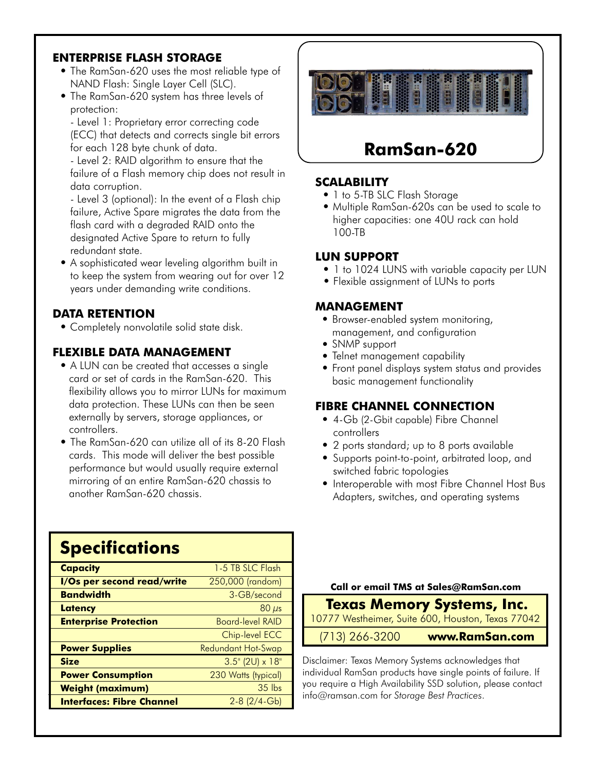## ENTERPRISE FLASH STORAGE

- The RamSan-620 uses the most reliable type of NAND Flash: Single Layer Cell (SLC).
- The RamSan-620 system has three levels of protection:

  - Level 1: Proprietary error correcting code (ECC) that detects and corrects single bit errors for each 128 byte chunk of data.

  - Level 2: RAID algorithm to ensure that the failure of a Flash memory chip does not result in data corruption.

  - Level 3 (optional): In the event of a Flash chip failure, Active Spare migrates the data from the flash card with a degraded RAID onto the designated Active Spare to return to fully redundant state.
- A sophisticated wear leveling algorithm built in to keep the system from wearing out for over 12 years under demanding write conditions.

## DATA RETENTION

- Completely nonvolatile solid state disk.

## FLEXIBLE DATA MANAGEMENT

- A LUN can be created that accesses a single card or set of cards in the RamSan-620. This flexibility allows you to mirror LUNs for maximum data protection. These LUNs can then be seen externally by servers, storage appliances, or controllers.
- The RamSan-620 can utilize all of its 8-20 Flash cards. This mode will deliver the best possible performance but would usually require external mirroring of an entire RamSan-620 chassis to another RamSan-620 chassis.

# RamSan-620

## SCALABILITY

- 1 to 5-TB SLC Flash Storage
- Multiple RamSan-620s can be used to scale to higher capacities: one 40U rack can hold 100-TB

## LUN SUPPORT

- 1 to 1024 LUNS with variable capacity per LUN
- Flexible assignment of LUNs to ports

## MANAGEMENT

- Browser-enabled system monitoring, management, and configuration
- SNMP support
- Telnet management capability
- Front panel displays system status and provides basic management functionality

## FIBRE CHANNEL CONNECTION

- 4-Gb (2-Gbit capable) Fibre Channel controllers
- 2 ports standard; up to 8 ports available
- Supports point-to-point, arbitrated loop, and switched fabric topologies
- Interoperable with most Fibre Channel Host Bus Adapters, switches, and operating systems

# Specifications

| | |
|---|---|
| **Capacity** | 1-5 TB SLC Flash |
| **I/Os per second read/write** | 250,000 (random) |
| **Bandwidth** | 3-GB/second |
| **Latency** | 80 $\mu s$ |
| **Enterprise Protection** | Board-level RAID |
| | Chip-level ECC |
| **Power Supplies** | Redundant Hot-Swap |
| **Size** | 3.5" (2U) x 18" |
| **Power Consumption** | 230 Watts (typical) |
| **Weight (maximum)** | 35 lbs |
| **Interfaces: Fibre Channel** | 2-8 (2/4-Gb) |

**Call or email TMS at Sales@RamSan.com**

**Texas Memory Systems, Inc.**
10777 Westheimer, Suite 600, Houston, Texas 77042
(713) 266-3200 **www.RamSan.com**

Disclaimer: Texas Memory Systems acknowledges that individual RamSan products have single points of failure. If you require a High Availability SSD solution, please contact info@ramsan.com for *Storage Best Practices*.